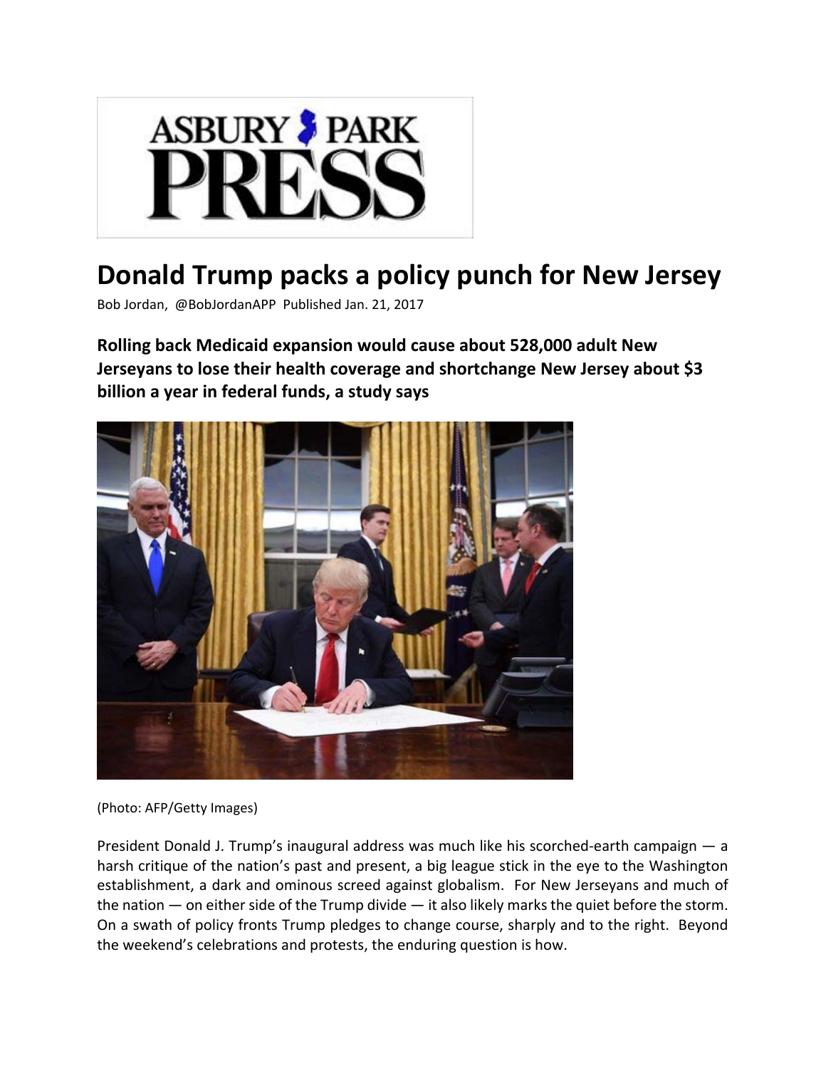ASBURY PARK PRESS

# Donald Trump packs a policy punch for New Jersey

Bob Jordan, @BobJordanAPP Published Jan. 21, 2017

**Rolling back Medicaid expansion would cause about 528,000 adult New Jerseyans to lose their health coverage and shortchange New Jersey about $3 billion a year in federal funds, a study says**

(Photo: AFP/Getty Images)

President Donald J. Trump's inaugural address was much like his scorched-earth campaign — a harsh critique of the nation's past and present, a big league stick in the eye to the Washington establishment, a dark and ominous screed against globalism. For New Jerseyans and much of the nation — on either side of the Trump divide — it also likely marks the quiet before the storm. On a swath of policy fronts Trump pledges to change course, sharply and to the right. Beyond the weekend's celebrations and protests, the enduring question is how.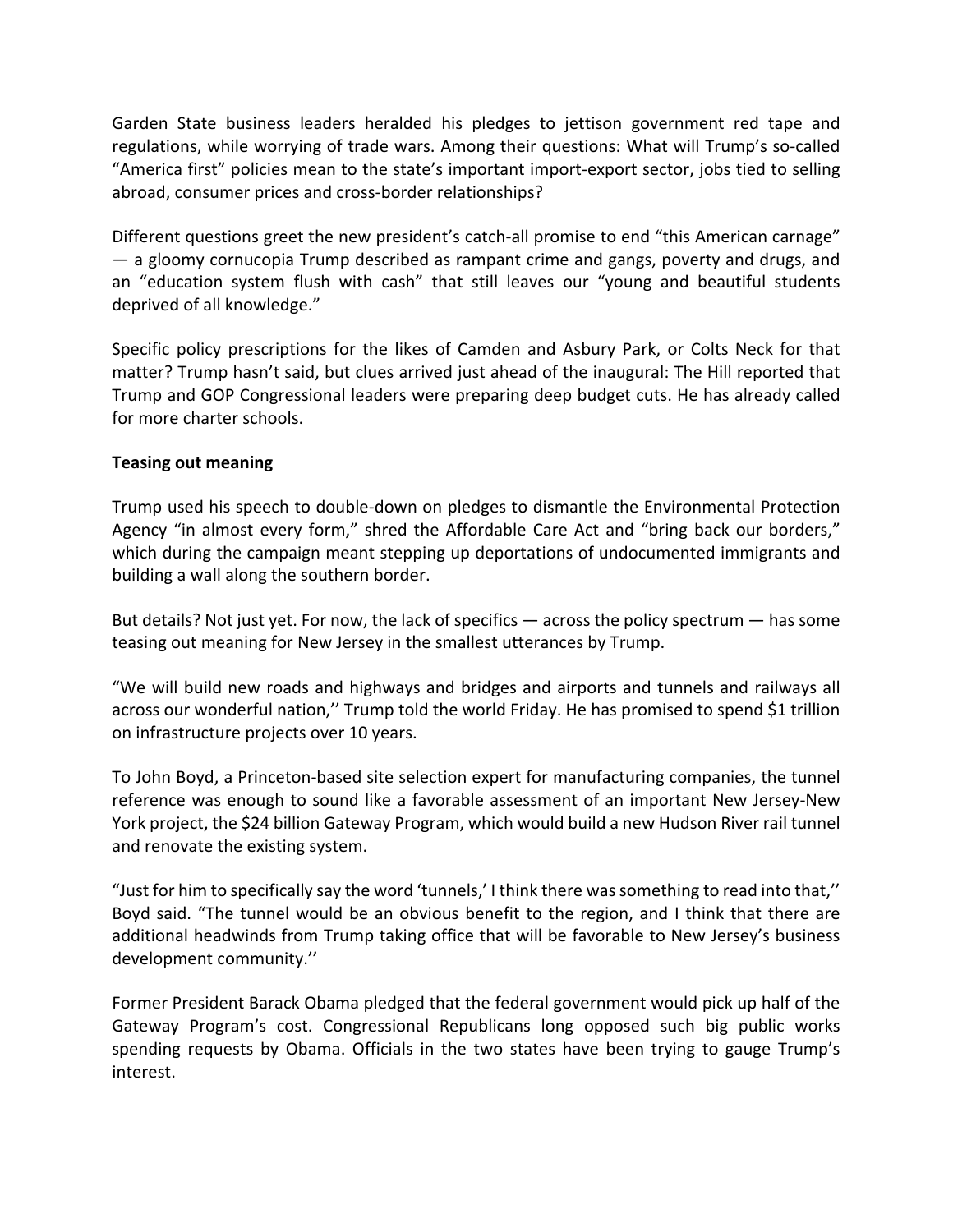Garden State business leaders heralded his pledges to jettison government red tape and regulations, while worrying of trade wars. Among their questions: What will Trump's so-called "America first" policies mean to the state's important import-export sector, jobs tied to selling abroad, consumer prices and cross-border relationships?

Different questions greet the new president's catch-all promise to end "this American carnage" — a gloomy cornucopia Trump described as rampant crime and gangs, poverty and drugs, and an "education system flush with cash" that still leaves our "young and beautiful students deprived of all knowledge."

Specific policy prescriptions for the likes of Camden and Asbury Park, or Colts Neck for that matter? Trump hasn't said, but clues arrived just ahead of the inaugural: The Hill reported that Trump and GOP Congressional leaders were preparing deep budget cuts. He has already called for more charter schools.

**Teasing out meaning**

Trump used his speech to double-down on pledges to dismantle the Environmental Protection Agency "in almost every form," shred the Affordable Care Act and "bring back our borders," which during the campaign meant stepping up deportations of undocumented immigrants and building a wall along the southern border.

But details? Not just yet. For now, the lack of specifics — across the policy spectrum — has some teasing out meaning for New Jersey in the smallest utterances by Trump.

"We will build new roads and highways and bridges and airports and tunnels and railways all across our wonderful nation,'' Trump told the world Friday. He has promised to spend $1 trillion on infrastructure projects over 10 years.

To John Boyd, a Princeton-based site selection expert for manufacturing companies, the tunnel reference was enough to sound like a favorable assessment of an important New Jersey-New York project, the $24 billion Gateway Program, which would build a new Hudson River rail tunnel and renovate the existing system.

"Just for him to specifically say the word 'tunnels,' I think there was something to read into that,'' Boyd said. "The tunnel would be an obvious benefit to the region, and I think that there are additional headwinds from Trump taking office that will be favorable to New Jersey's business development community.''

Former President Barack Obama pledged that the federal government would pick up half of the Gateway Program's cost. Congressional Republicans long opposed such big public works spending requests by Obama. Officials in the two states have been trying to gauge Trump's interest.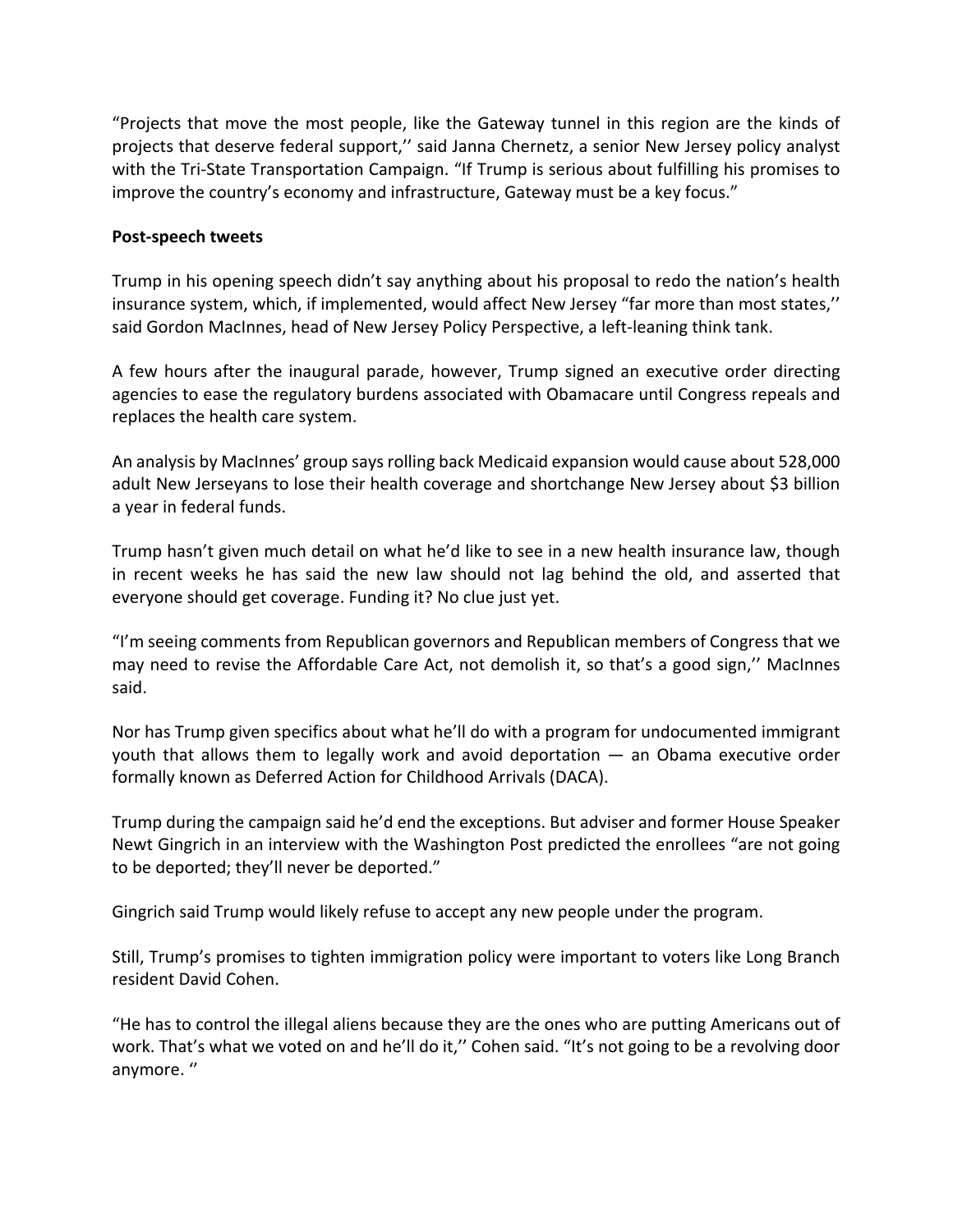“Projects that move the most people, like the Gateway tunnel in this region are the kinds of projects that deserve federal support,’’ said Janna Chernetz, a senior New Jersey policy analyst with the Tri-State Transportation Campaign. “If Trump is serious about fulfilling his promises to improve the country’s economy and infrastructure, Gateway must be a key focus.”

**Post-speech tweets**

Trump in his opening speech didn’t say anything about his proposal to redo the nation’s health insurance system, which, if implemented, would affect New Jersey “far more than most states,’’ said Gordon MacInnes, head of New Jersey Policy Perspective, a left-leaning think tank.

A few hours after the inaugural parade, however, Trump signed an executive order directing agencies to ease the regulatory burdens associated with Obamacare until Congress repeals and replaces the health care system.

An analysis by MacInnes’ group says rolling back Medicaid expansion would cause about 528,000 adult New Jerseyans to lose their health coverage and shortchange New Jersey about $3 billion a year in federal funds.

Trump hasn’t given much detail on what he’d like to see in a new health insurance law, though in recent weeks he has said the new law should not lag behind the old, and asserted that everyone should get coverage. Funding it? No clue just yet.

“I’m seeing comments from Republican governors and Republican members of Congress that we may need to revise the Affordable Care Act, not demolish it, so that’s a good sign,’’ MacInnes said.

Nor has Trump given specifics about what he’ll do with a program for undocumented immigrant youth that allows them to legally work and avoid deportation — an Obama executive order formally known as Deferred Action for Childhood Arrivals (DACA).

Trump during the campaign said he’d end the exceptions. But adviser and former House Speaker Newt Gingrich in an interview with the Washington Post predicted the enrollees “are not going to be deported; they’ll never be deported.”

Gingrich said Trump would likely refuse to accept any new people under the program.

Still, Trump’s promises to tighten immigration policy were important to voters like Long Branch resident David Cohen.

“He has to control the illegal aliens because they are the ones who are putting Americans out of work. That’s what we voted on and he’ll do it,’’ Cohen said. “It’s not going to be a revolving door anymore. ”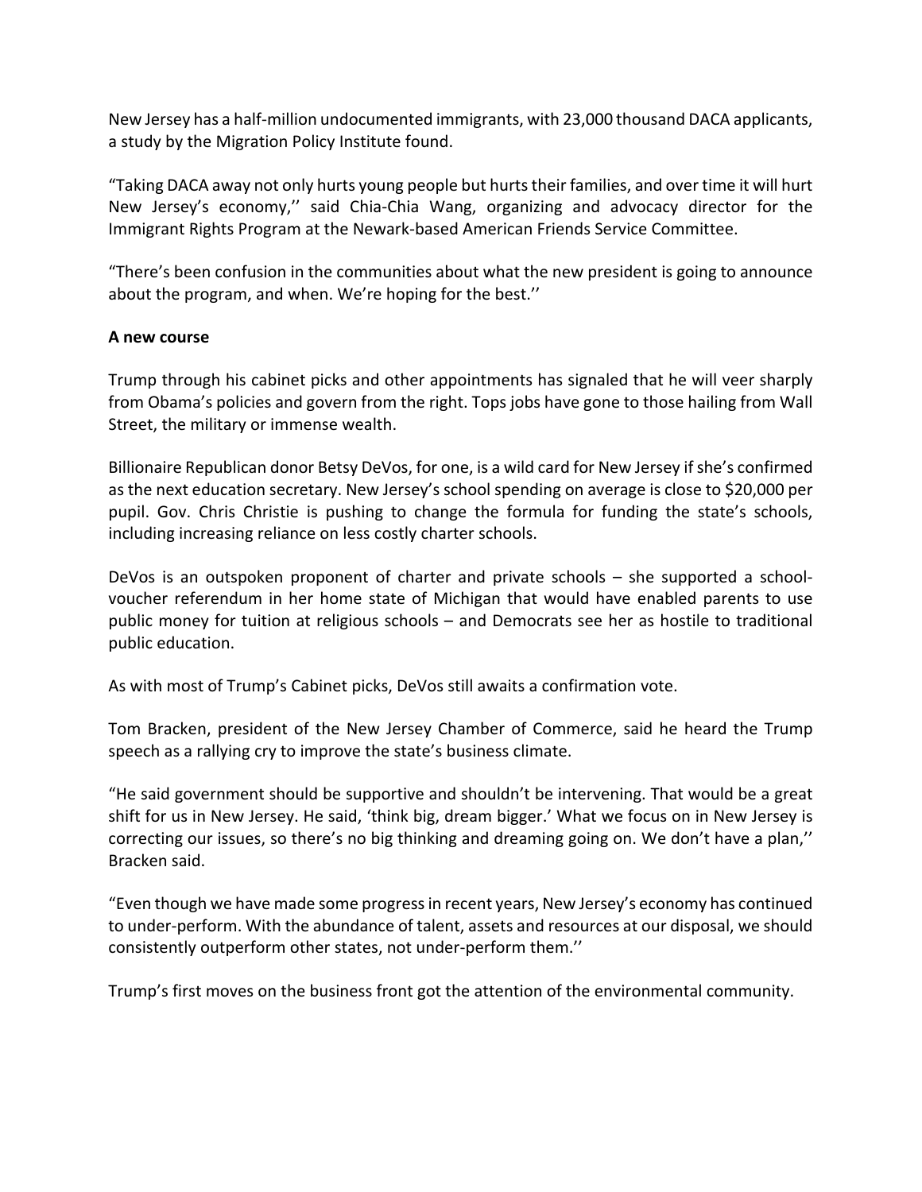New Jersey has a half-million undocumented immigrants, with 23,000 thousand DACA applicants, a study by the Migration Policy Institute found.

"Taking DACA away not only hurts young people but hurts their families, and over time it will hurt New Jersey's economy,'' said Chia-Chia Wang, organizing and advocacy director for the Immigrant Rights Program at the Newark-based American Friends Service Committee.

"There's been confusion in the communities about what the new president is going to announce about the program, and when. We're hoping for the best.''

**A new course**

Trump through his cabinet picks and other appointments has signaled that he will veer sharply from Obama's policies and govern from the right. Tops jobs have gone to those hailing from Wall Street, the military or immense wealth.

Billionaire Republican donor Betsy DeVos, for one, is a wild card for New Jersey if she's confirmed as the next education secretary. New Jersey's school spending on average is close to $20,000 per pupil. Gov. Chris Christie is pushing to change the formula for funding the state's schools, including increasing reliance on less costly charter schools.

DeVos is an outspoken proponent of charter and private schools – she supported a school-voucher referendum in her home state of Michigan that would have enabled parents to use public money for tuition at religious schools – and Democrats see her as hostile to traditional public education.

As with most of Trump's Cabinet picks, DeVos still awaits a confirmation vote.

Tom Bracken, president of the New Jersey Chamber of Commerce, said he heard the Trump speech as a rallying cry to improve the state's business climate.

"He said government should be supportive and shouldn't be intervening. That would be a great shift for us in New Jersey. He said, 'think big, dream bigger.' What we focus on in New Jersey is correcting our issues, so there's no big thinking and dreaming going on. We don't have a plan,'' Bracken said.

"Even though we have made some progress in recent years, New Jersey's economy has continued to under-perform. With the abundance of talent, assets and resources at our disposal, we should consistently outperform other states, not under-perform them.''

Trump's first moves on the business front got the attention of the environmental community.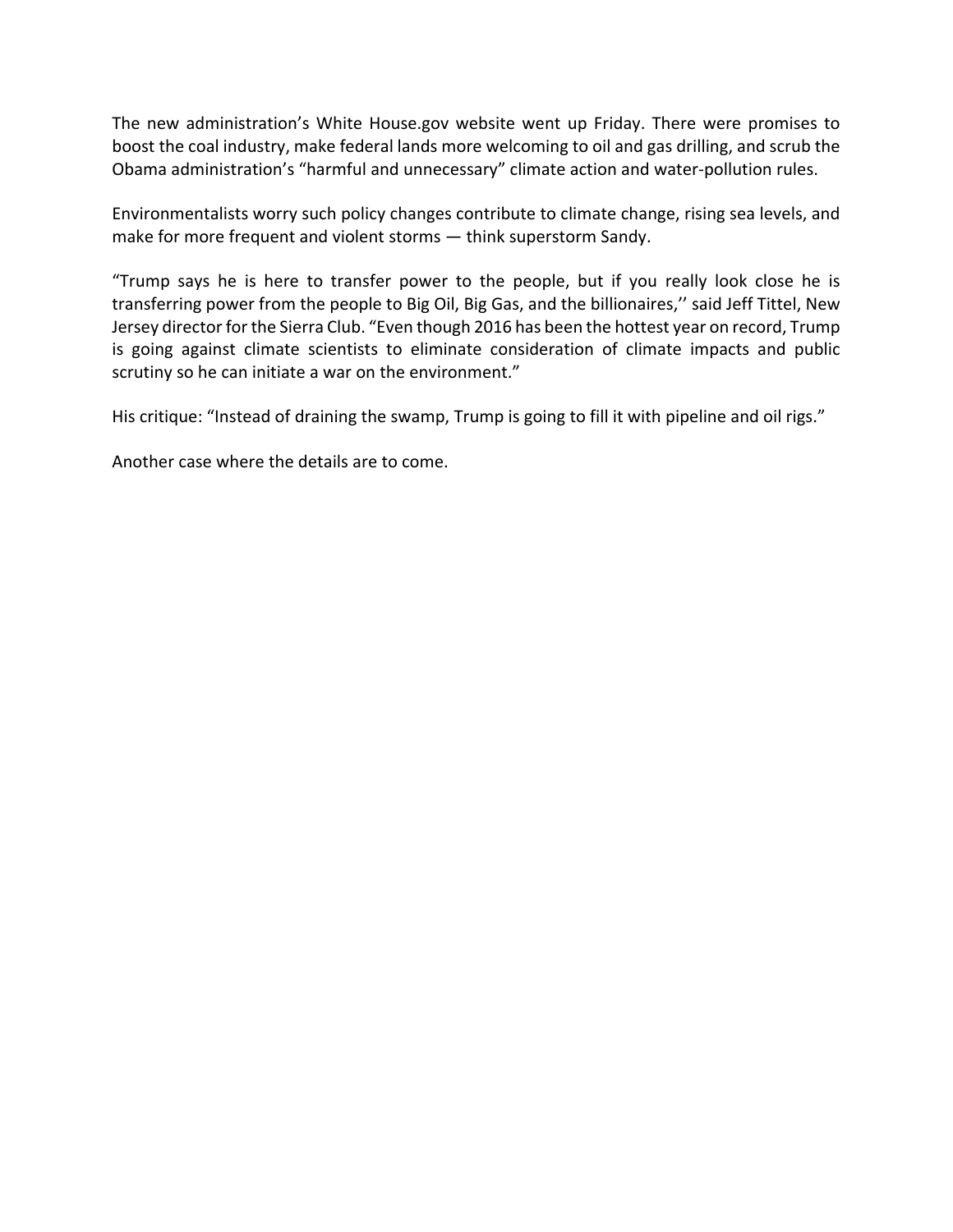The new administration's White House.gov website went up Friday. There were promises to boost the coal industry, make federal lands more welcoming to oil and gas drilling, and scrub the Obama administration's "harmful and unnecessary" climate action and water-pollution rules.

Environmentalists worry such policy changes contribute to climate change, rising sea levels, and make for more frequent and violent storms — think superstorm Sandy.

"Trump says he is here to transfer power to the people, but if you really look close he is transferring power from the people to Big Oil, Big Gas, and the billionaires,'' said Jeff Tittel, New Jersey director for the Sierra Club. "Even though 2016 has been the hottest year on record, Trump is going against climate scientists to eliminate consideration of climate impacts and public scrutiny so he can initiate a war on the environment."

His critique: "Instead of draining the swamp, Trump is going to fill it with pipeline and oil rigs."

Another case where the details are to come.